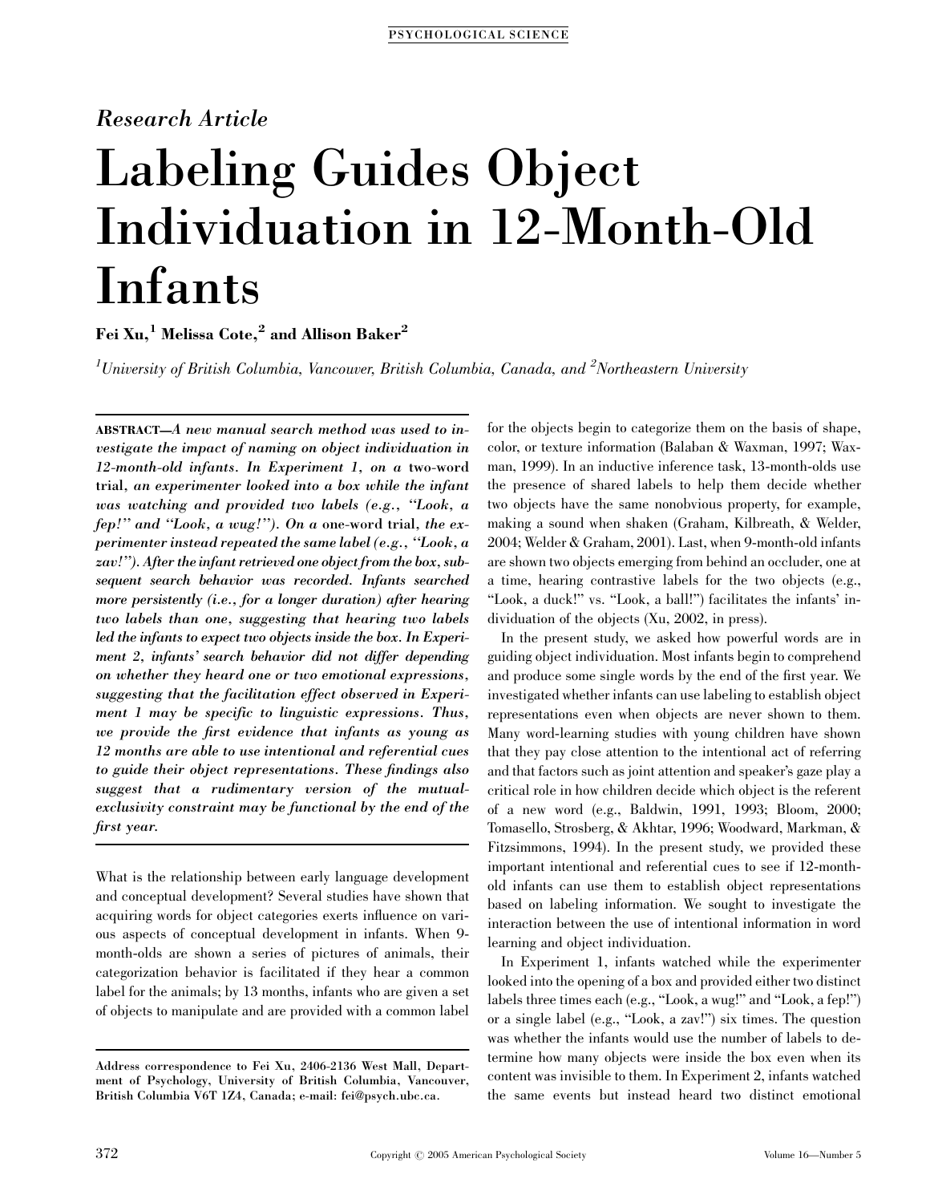*Research Article*

# Labeling Guides Object Individuation in 12-Month-Old Infants

**Fei Xu,[1] Melissa Cote,[2] and Allison Baker[2]**

*[1]University of British Columbia, Vancouver, British Columbia, Canada, and [2]Northeastern University*

**ABSTRACT**—*A new manual search method was used to investigate the impact of naming on object individuation in 12-month-old infants. In Experiment 1, on a* **two-word trial**, *an experimenter looked into a box while the infant was watching and provided two labels (e.g., "Look, a fep!" and "Look, a wug!"). On a* **one-word trial**, *the experimenter instead repeated the same label (e.g., "Look, a zav!"). After the infant retrieved one object from the box, subsequent search behavior was recorded. Infants searched more persistently (i.e., for a longer duration) after hearing two labels than one, suggesting that hearing two labels led the infants to expect two objects inside the box. In Experiment 2, infants' search behavior did not differ depending on whether they heard one or two emotional expressions, suggesting that the facilitation effect observed in Experiment 1 may be specific to linguistic expressions. Thus, we provide the first evidence that infants as young as 12 months are able to use intentional and referential cues to guide their object representations. These findings also suggest that a rudimentary version of the mutual-exclusivity constraint may be functional by the end of the first year.*

What is the relationship between early language development and conceptual development? Several studies have shown that acquiring words for object categories exerts influence on various aspects of conceptual development in infants. When 9-month-olds are shown a series of pictures of animals, their categorization behavior is facilitated if they hear a common label for the animals; by 13 months, infants who are given a set of objects to manipulate and are provided with a common label for the objects begin to categorize them on the basis of shape, color, or texture information (Balaban & Waxman, 1997; Waxman, 1999). In an inductive inference task, 13-month-olds use the presence of shared labels to help them decide whether two objects have the same nonobvious property, for example, making a sound when shaken (Graham, Kilbreath, & Welder, 2004; Welder & Graham, 2001). Last, when 9-month-old infants are shown two objects emerging from behind an occluder, one at a time, hearing contrastive labels for the two objects (e.g., "Look, a duck!" vs. "Look, a ball!") facilitates the infants' individuation of the objects (Xu, 2002, in press).

In the present study, we asked how powerful words are in guiding object individuation. Most infants begin to comprehend and produce some single words by the end of the first year. We investigated whether infants can use labeling to establish object representations even when objects are never shown to them. Many word-learning studies with young children have shown that they pay close attention to the intentional act of referring and that factors such as joint attention and speaker's gaze play a critical role in how children decide which object is the referent of a new word (e.g., Baldwin, 1991, 1993; Bloom, 2000; Tomasello, Strosberg, & Akhtar, 1996; Woodward, Markman, & Fitzsimmons, 1994). In the present study, we provided these important intentional and referential cues to see if 12-month-old infants can use them to establish object representations based on labeling information. We sought to investigate the interaction between the use of intentional information in word learning and object individuation.

In Experiment 1, infants watched while the experimenter looked into the opening of a box and provided either two distinct labels three times each (e.g., "Look, a wug!" and "Look, a fep!") or a single label (e.g., "Look, a zav!") six times. The question was whether the infants would use the number of labels to determine how many objects were inside the box even when its content was invisible to them. In Experiment 2, infants watched the same events but instead heard two distinct emotional

Address correspondence to Fei Xu, 2406-2136 West Mall, Department of Psychology, University of British Columbia, Vancouver, British Columbia V6T 1Z4, Canada; e-mail: fei@psych.ubc.ca.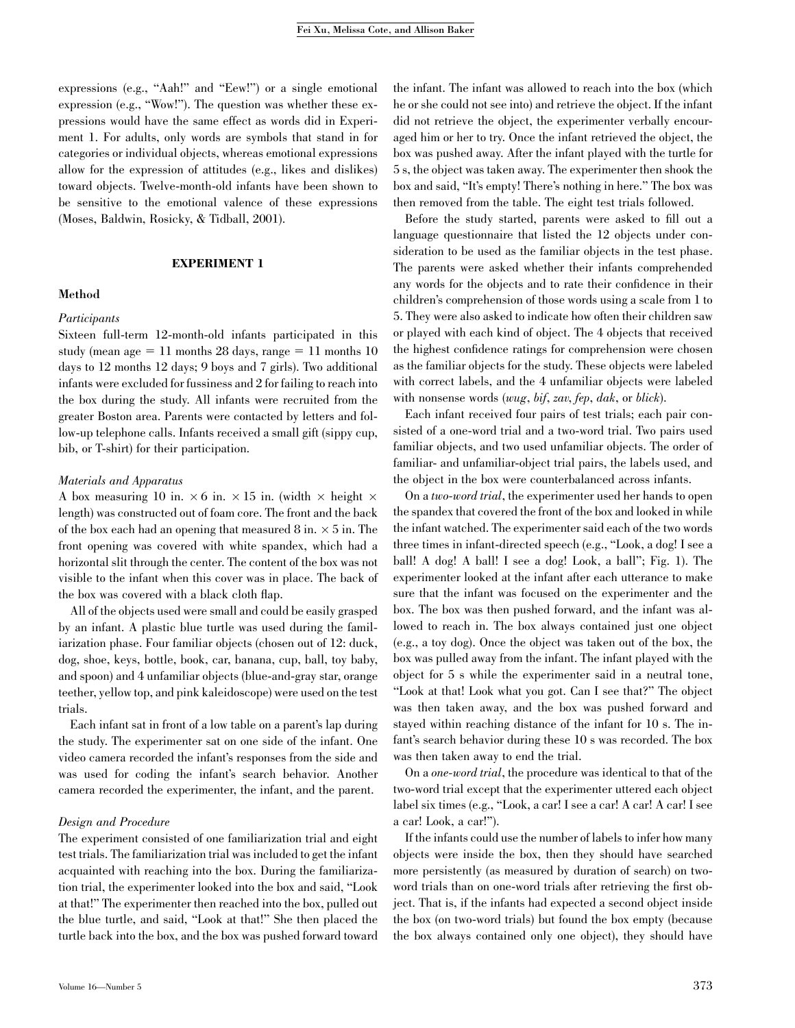expressions (e.g., "Aah!" and "Eew!") or a single emotional expression (e.g., "Wow!"). The question was whether these expressions would have the same effect as words did in Experiment 1. For adults, only words are symbols that stand in for categories or individual objects, whereas emotional expressions allow for the expression of attitudes (e.g., likes and dislikes) toward objects. Twelve-month-old infants have been shown to be sensitive to the emotional valence of these expressions (Moses, Baldwin, Rosicky, & Tidball, 2001).

## EXPERIMENT 1

### Method

#### *Participants*

Sixteen full-term 12-month-old infants participated in this study (mean age = 11 months 28 days, range = 11 months 10 days to 12 months 12 days; 9 boys and 7 girls). Two additional infants were excluded for fussiness and 2 for failing to reach into the box during the study. All infants were recruited from the greater Boston area. Parents were contacted by letters and follow-up telephone calls. Infants received a small gift (sippy cup, bib, or T-shirt) for their participation.

#### *Materials and Apparatus*

A box measuring 10 in. × 6 in. × 15 in. (width × height × length) was constructed out of foam core. The front and the back of the box each had an opening that measured 8 in. × 5 in. The front opening was covered with white spandex, which had a horizontal slit through the center. The content of the box was not visible to the infant when this cover was in place. The back of the box was covered with a black cloth flap.

All of the objects used were small and could be easily grasped by an infant. A plastic blue turtle was used during the familiarization phase. Four familiar objects (chosen out of 12: duck, dog, shoe, keys, bottle, book, car, banana, cup, ball, toy baby, and spoon) and 4 unfamiliar objects (blue-and-gray star, orange teether, yellow top, and pink kaleidoscope) were used on the test trials.

Each infant sat in front of a low table on a parent's lap during the study. The experimenter sat on one side of the infant. One video camera recorded the infant's responses from the side and was used for coding the infant's search behavior. Another camera recorded the experimenter, the infant, and the parent.

#### *Design and Procedure*

The experiment consisted of one familiarization trial and eight test trials. The familiarization trial was included to get the infant acquainted with reaching into the box. During the familiarization trial, the experimenter looked into the box and said, "Look at that!" The experimenter then reached into the box, pulled out the blue turtle, and said, "Look at that!" She then placed the turtle back into the box, and the box was pushed forward toward the infant. The infant was allowed to reach into the box (which he or she could not see into) and retrieve the object. If the infant did not retrieve the object, the experimenter verbally encouraged him or her to try. Once the infant retrieved the object, the box was pushed away. After the infant played with the turtle for 5 s, the object was taken away. The experimenter then shook the box and said, "It's empty! There's nothing in here." The box was then removed from the table. The eight test trials followed.

Before the study started, parents were asked to fill out a language questionnaire that listed the 12 objects under consideration to be used as the familiar objects in the test phase. The parents were asked whether their infants comprehended any words for the objects and to rate their confidence in their children's comprehension of those words using a scale from 1 to 5. They were also asked to indicate how often their children saw or played with each kind of object. The 4 objects that received the highest confidence ratings for comprehension were chosen as the familiar objects for the study. These objects were labeled with correct labels, and the 4 unfamiliar objects were labeled with nonsense words (*wug*, *bif*, *zav*, *fep*, *dak*, or *blick*).

Each infant received four pairs of test trials; each pair consisted of a one-word trial and a two-word trial. Two pairs used familiar objects, and two used unfamiliar objects. The order of familiar- and unfamiliar-object trial pairs, the labels used, and the object in the box were counterbalanced across infants.

On a *two-word trial*, the experimenter used her hands to open the spandex that covered the front of the box and looked in while the infant watched. The experimenter said each of the two words three times in infant-directed speech (e.g., "Look, a dog! I see a ball! A dog! A ball! I see a dog! Look, a ball"; Fig. 1). The experimenter looked at the infant after each utterance to make sure that the infant was focused on the experimenter and the box. The box was then pushed forward, and the infant was allowed to reach in. The box always contained just one object (e.g., a toy dog). Once the object was taken out of the box, the box was pulled away from the infant. The infant played with the object for 5 s while the experimenter said in a neutral tone, "Look at that! Look what you got. Can I see that?" The object was then taken away, and the box was pushed forward and stayed within reaching distance of the infant for 10 s. The infant's search behavior during these 10 s was recorded. The box was then taken away to end the trial.

On a *one-word trial*, the procedure was identical to that of the two-word trial except that the experimenter uttered each object label six times (e.g., "Look, a car! I see a car! A car! A car! I see a car! Look, a car!").

If the infants could use the number of labels to infer how many objects were inside the box, then they should have searched more persistently (as measured by duration of search) on two-word trials than on one-word trials after retrieving the first object. That is, if the infants had expected a second object inside the box (on two-word trials) but found the box empty (because the box always contained only one object), they should have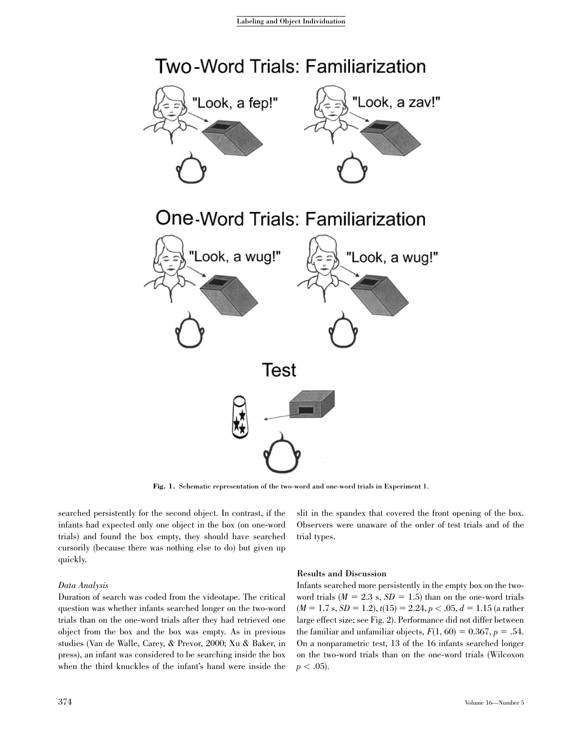Fig. 1. Schematic representation of the two-word and one-word trials in Experiment 1.

searched persistently for the second object. In contrast, if the infants had expected only one object in the box (on one-word trials) and found the box empty, they should have searched cursorily (because there was nothing else to do) but given up quickly.

### *Data Analysis*

Duration of search was coded from the videotape. The critical question was whether infants searched longer on the two-word trials than on the one-word trials after they had retrieved one object from the box and the box was empty. As in previous studies (Van de Walle, Carey, & Prevor, 2000; Xu & Baker, in press), an infant was considered to be searching inside the box when the third knuckles of the infant's hand were inside the slit in the spandex that covered the front opening of the box. Observers were unaware of the order of test trials and of the trial types.

### Results and Discussion

Infants searched more persistently in the empty box on the two-word trials ($M$ = 2.3 s, $SD$ = 1.5) than on the one-word trials ($M$ = 1.7 s, $SD$ = 1.2), $t(15) = 2.24$, $p < .05$, $d = 1.15$ (a rather large effect size; see Fig. 2). Performance did not differ between the familiar and unfamiliar objects, $F(1, 60) = 0.367$, $p = .54$. On a nonparametric test, 13 of the 16 infants searched longer on the two-word trials than on the one-word trials (Wilcoxon $p < .05$).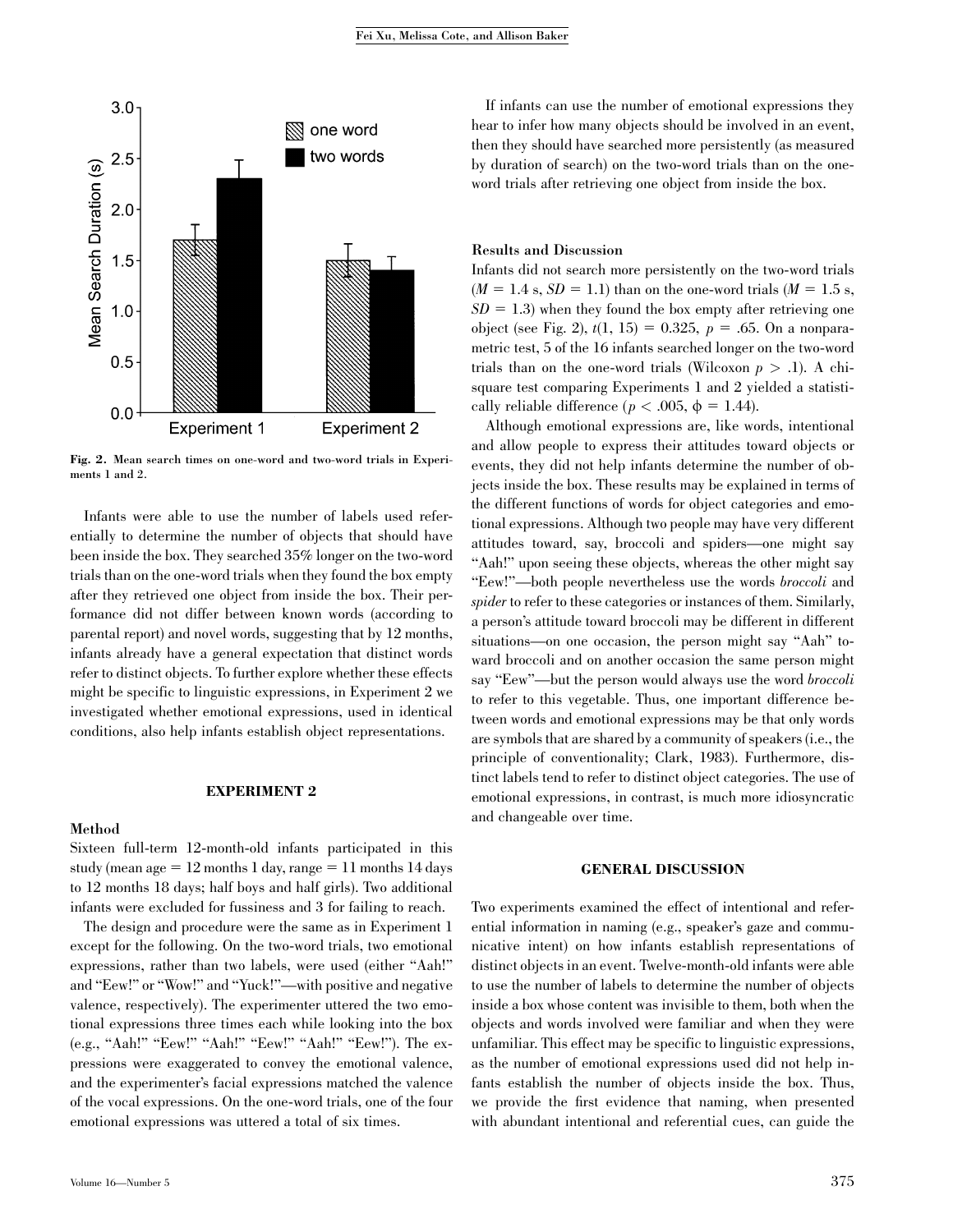3.0
2.5
2.0
1.5
1.0
0.5
0.0
Mean Search Duration (s)
one word
two words
Experiment 1
Experiment 2

**Fig. 2.** Mean search times on one-word and two-word trials in Experiments 1 and 2.

Infants were able to use the number of labels used referentially to determine the number of objects that should have been inside the box. They searched 35% longer on the two-word trials than on the one-word trials when they found the box empty after they retrieved one object from inside the box. Their performance did not differ between known words (according to parental report) and novel words, suggesting that by 12 months, infants already have a general expectation that distinct words refer to distinct objects. To further explore whether these effects might be specific to linguistic expressions, in Experiment 2 we investigated whether emotional expressions, used in identical conditions, also help infants establish object representations.

## EXPERIMENT 2

### Method

Sixteen full-term 12-month-old infants participated in this study (mean age = 12 months 1 day, range = 11 months 14 days to 12 months 18 days; half boys and half girls). Two additional infants were excluded for fussiness and 3 for failing to reach.

The design and procedure were the same as in Experiment 1 except for the following. On the two-word trials, two emotional expressions, rather than two labels, were used (either "Aah!" and "Eew!" or "Wow!" and "Yuck!"—with positive and negative valence, respectively). The experimenter uttered the two emotional expressions three times each while looking into the box (e.g., "Aah!" "Eew!" "Aah!" "Eew!" "Aah!" "Eew!"). The expressions were exaggerated to convey the emotional valence, and the experimenter's facial expressions matched the valence of the vocal expressions. On the one-word trials, one of the four emotional expressions was uttered a total of six times.

If infants can use the number of emotional expressions they hear to infer how many objects should be involved in an event, then they should have searched more persistently (as measured by duration of search) on the two-word trials than on the one-word trials after retrieving one object from inside the box.

### Results and Discussion

Infants did not search more persistently on the two-word trials ($M = 1.4$ s, $SD = 1.1$) than on the one-word trials ($M = 1.5$ s, $SD = 1.3$) when they found the box empty after retrieving one object (see Fig. 2), $t(1, 15) = 0.325$, $p = .65$. On a nonparametric test, 5 of the 16 infants searched longer on the two-word trials than on the one-word trials (Wilcoxon $p > .1$). A chi-square test comparing Experiments 1 and 2 yielded a statistically reliable difference ($p < .005$, $\phi = 1.44$).

Although emotional expressions are, like words, intentional and allow people to express their attitudes toward objects or events, they did not help infants determine the number of objects inside the box. These results may be explained in terms of the different functions of words for object categories and emotional expressions. Although two people may have very different attitudes toward, say, broccoli and spiders—one might say "Aah!" upon seeing these objects, whereas the other might say "Eew!"—both people nevertheless use the words *broccoli* and *spider* to refer to these categories or instances of them. Similarly, a person's attitude toward broccoli may be different in different situations—on one occasion, the person might say "Aah" toward broccoli and on another occasion the same person might say "Eew"—but the person would always use the word *broccoli* to refer to this vegetable. Thus, one important difference between words and emotional expressions may be that only words are symbols that are shared by a community of speakers (i.e., the principle of conventionality; Clark, 1983). Furthermore, distinct labels tend to refer to distinct object categories. The use of emotional expressions, in contrast, is much more idiosyncratic and changeable over time.

## GENERAL DISCUSSION

Two experiments examined the effect of intentional and referential information in naming (e.g., speaker's gaze and communicative intent) on how infants establish representations of distinct objects in an event. Twelve-month-old infants were able to use the number of labels to determine the number of objects inside a box whose content was invisible to them, both when the objects and words involved were familiar and when they were unfamiliar. This effect may be specific to linguistic expressions, as the number of emotional expressions used did not help infants establish the number of objects inside the box. Thus, we provide the first evidence that naming, when presented with abundant intentional and referential cues, can guide the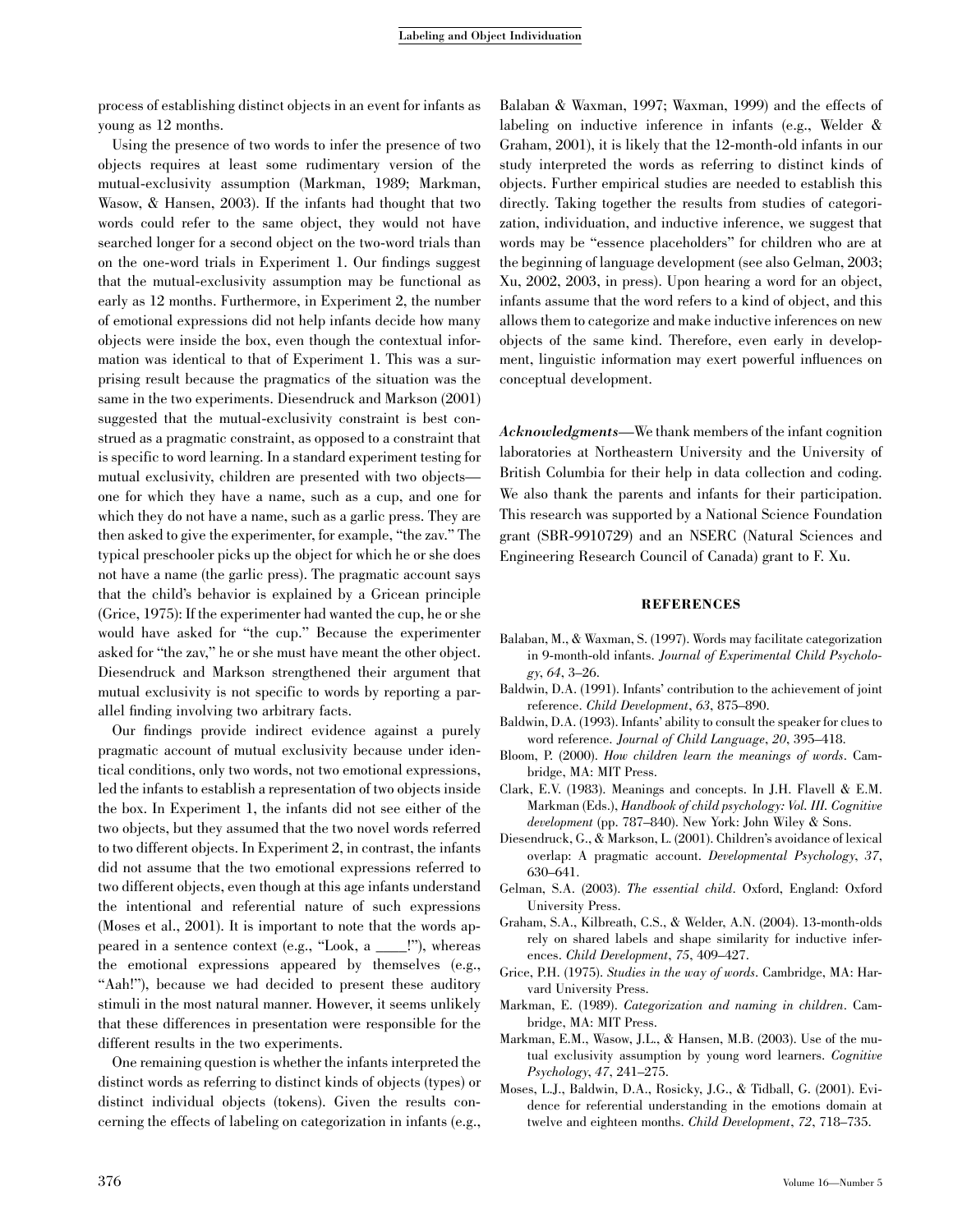process of establishing distinct objects in an event for infants as young as 12 months.

Using the presence of two words to infer the presence of two objects requires at least some rudimentary version of the mutual-exclusivity assumption (Markman, 1989; Markman, Wasow, & Hansen, 2003). If the infants had thought that two words could refer to the same object, they would not have searched longer for a second object on the two-word trials than on the one-word trials in Experiment 1. Our findings suggest that the mutual-exclusivity assumption may be functional as early as 12 months. Furthermore, in Experiment 2, the number of emotional expressions did not help infants decide how many objects were inside the box, even though the contextual information was identical to that of Experiment 1. This was a surprising result because the pragmatics of the situation was the same in the two experiments. Diesendruck and Markson (2001) suggested that the mutual-exclusivity constraint is best construed as a pragmatic constraint, as opposed to a constraint that is specific to word learning. In a standard experiment testing for mutual exclusivity, children are presented with two objects—one for which they have a name, such as a cup, and one for which they do not have a name, such as a garlic press. They are then asked to give the experimenter, for example, "the zav." The typical preschooler picks up the object for which he or she does not have a name (the garlic press). The pragmatic account says that the child's behavior is explained by a Gricean principle (Grice, 1975): If the experimenter had wanted the cup, he or she would have asked for "the cup." Because the experimenter asked for "the zav," he or she must have meant the other object. Diesendruck and Markson strengthened their argument that mutual exclusivity is not specific to words by reporting a parallel finding involving two arbitrary facts.

Our findings provide indirect evidence against a purely pragmatic account of mutual exclusivity because under identical conditions, only two words, not two emotional expressions, led the infants to establish a representation of two objects inside the box. In Experiment 1, the infants did not see either of the two objects, but they assumed that the two novel words referred to two different objects. In Experiment 2, in contrast, the infants did not assume that the two emotional expressions referred to two different objects, even though at this age infants understand the intentional and referential nature of such expressions (Moses et al., 2001). It is important to note that the words appeared in a sentence context (e.g., "Look, a ____!"), whereas the emotional expressions appeared by themselves (e.g., "Aah!"), because we had decided to present these auditory stimuli in the most natural manner. However, it seems unlikely that these differences in presentation were responsible for the different results in the two experiments.

One remaining question is whether the infants interpreted the distinct words as referring to distinct kinds of objects (types) or distinct individual objects (tokens). Given the results concerning the effects of labeling on categorization in infants (e.g., Balaban & Waxman, 1997; Waxman, 1999) and the effects of labeling on inductive inference in infants (e.g., Welder & Graham, 2001), it is likely that the 12-month-old infants in our study interpreted the words as referring to distinct kinds of objects. Further empirical studies are needed to establish this directly. Taking together the results from studies of categorization, individuation, and inductive inference, we suggest that words may be "essence placeholders" for children who are at the beginning of language development (see also Gelman, 2003; Xu, 2002, 2003, in press). Upon hearing a word for an object, infants assume that the word refers to a kind of object, and this allows them to categorize and make inductive inferences on new objects of the same kind. Therefore, even early in development, linguistic information may exert powerful influences on conceptual development.

***Acknowledgments***—We thank members of the infant cognition laboratories at Northeastern University and the University of British Columbia for their help in data collection and coding. We also thank the parents and infants for their participation. This research was supported by a National Science Foundation grant (SBR-9910729) and an NSERC (Natural Sciences and Engineering Research Council of Canada) grant to F. Xu.

## REFERENCES

Balaban, M., & Waxman, S. (1997). Words may facilitate categorization in 9-month-old infants. *Journal of Experimental Child Psychology*, *64*, 3–26.

Baldwin, D.A. (1991). Infants' contribution to the achievement of joint reference. *Child Development*, *63*, 875–890.

Baldwin, D.A. (1993). Infants' ability to consult the speaker for clues to word reference. *Journal of Child Language*, *20*, 395–418.

Bloom, P. (2000). *How children learn the meanings of words*. Cambridge, MA: MIT Press.

Clark, E.V. (1983). Meanings and concepts. In J.H. Flavell & E.M. Markman (Eds.), *Handbook of child psychology: Vol. III. Cognitive development* (pp. 787–840). New York: John Wiley & Sons.

Diesendruck, G., & Markson, L. (2001). Children's avoidance of lexical overlap: A pragmatic account. *Developmental Psychology*, *37*, 630–641.

Gelman, S.A. (2003). *The essential child*. Oxford, England: Oxford University Press.

Graham, S.A., Kilbreath, C.S., & Welder, A.N. (2004). 13-month-olds rely on shared labels and shape similarity for inductive inferences. *Child Development*, *75*, 409–427.

Grice, P.H. (1975). *Studies in the way of words*. Cambridge, MA: Harvard University Press.

Markman, E. (1989). *Categorization and naming in children*. Cambridge, MA: MIT Press.

Markman, E.M., Wasow, J.L., & Hansen, M.B. (2003). Use of the mutual exclusivity assumption by young word learners. *Cognitive Psychology*, *47*, 241–275.

Moses, L.J., Baldwin, D.A., Rosicky, J.G., & Tidball, G. (2001). Evidence for referential understanding in the emotions domain at twelve and eighteen months. *Child Development*, *72*, 718–735.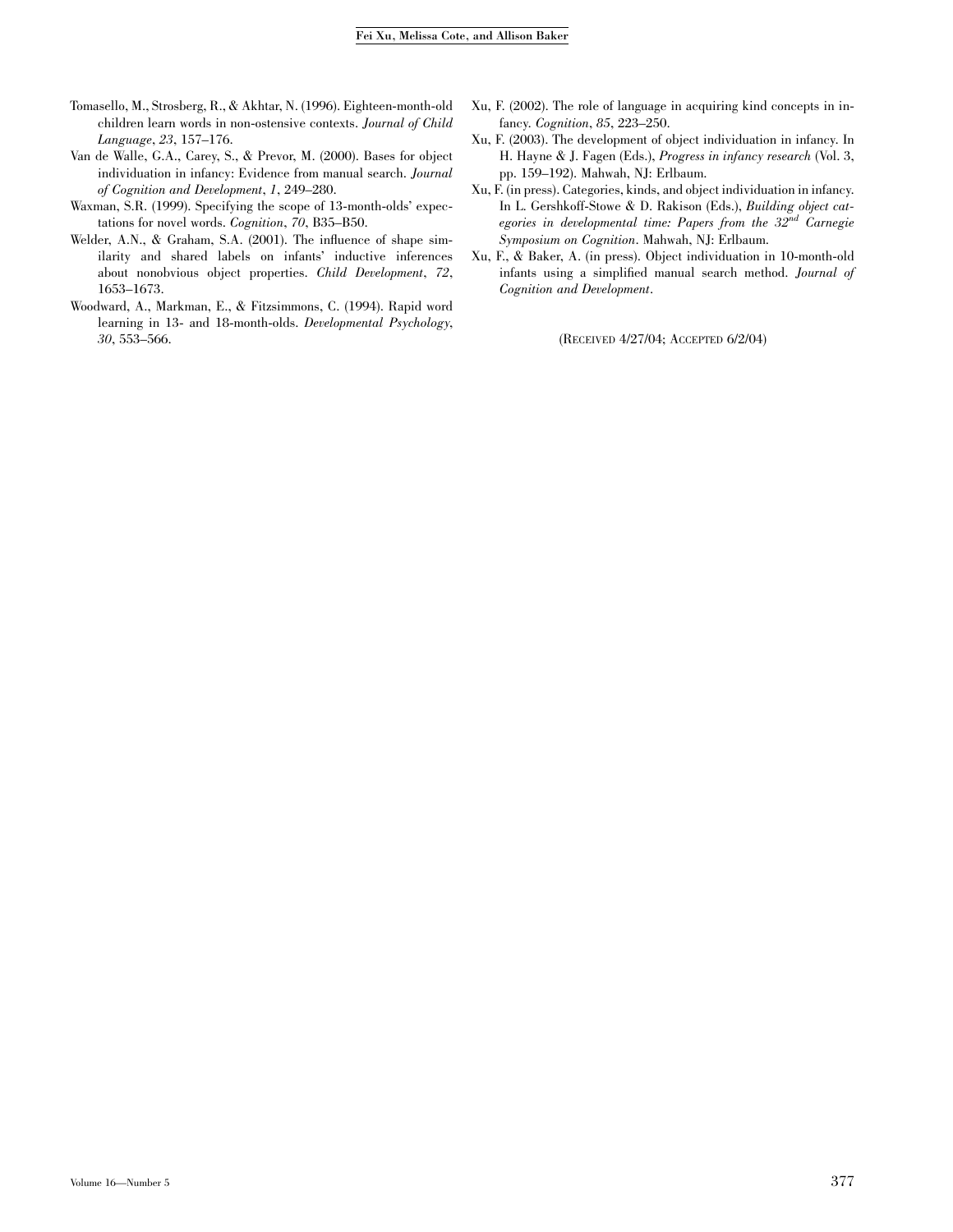Tomasello, M., Strosberg, R., & Akhtar, N. (1996). Eighteen-month-old children learn words in non-ostensive contexts. *Journal of Child Language*, *23*, 157–176.

Van de Walle, G.A., Carey, S., & Prevor, M. (2000). Bases for object individuation in infancy: Evidence from manual search. *Journal of Cognition and Development*, *1*, 249–280.

Waxman, S.R. (1999). Specifying the scope of 13-month-olds' expectations for novel words. *Cognition*, *70*, B35–B50.

Welder, A.N., & Graham, S.A. (2001). The influence of shape similarity and shared labels on infants' inductive inferences about nonobvious object properties. *Child Development*, *72*, 1653–1673.

Woodward, A., Markman, E., & Fitzsimmons, C. (1994). Rapid word learning in 13- and 18-month-olds. *Developmental Psychology*, *30*, 553–566.

Xu, F. (2002). The role of language in acquiring kind concepts in infancy. *Cognition*, *85*, 223–250.

Xu, F. (2003). The development of object individuation in infancy. In H. Hayne & J. Fagen (Eds.), *Progress in infancy research* (Vol. 3, pp. 159–192). Mahwah, NJ: Erlbaum.

Xu, F. (in press). Categories, kinds, and object individuation in infancy. In L. Gershkoff-Stowe & D. Rakison (Eds.), *Building object categories in developmental time: Papers from the 32nd Carnegie Symposium on Cognition*. Mahwah, NJ: Erlbaum.

Xu, F., & Baker, A. (in press). Object individuation in 10-month-old infants using a simplified manual search method. *Journal of Cognition and Development*.

(Received 4/27/04; Accepted 6/2/04)